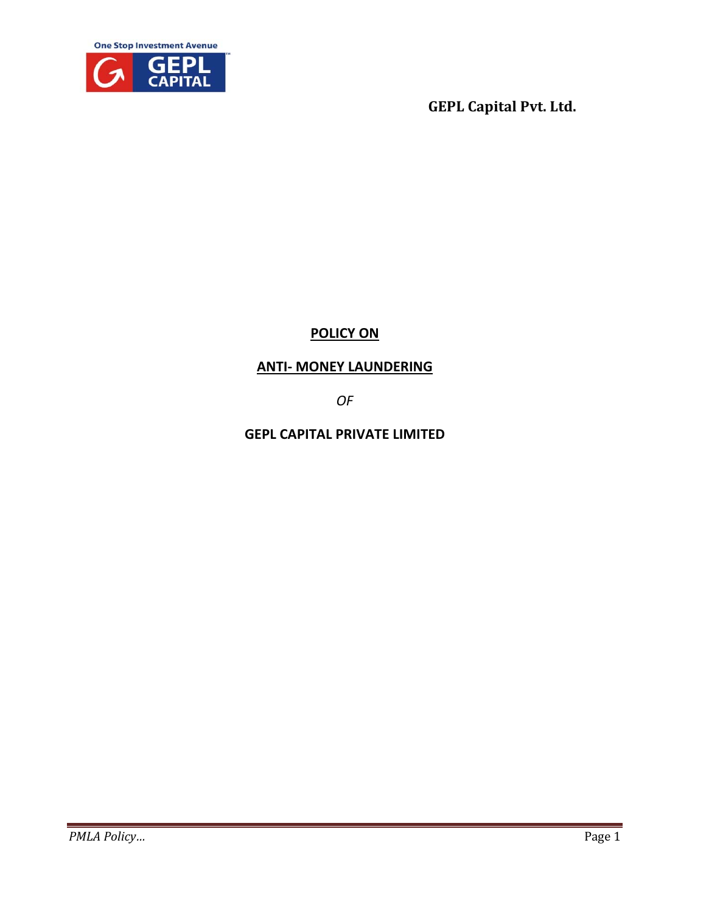GEPL Capital Pvt. Ltd.

# POLICY ON

# ANTI- MONEY LAUNDERING

*OF*

# GEPL CAPITAL PRIVATE LIMITED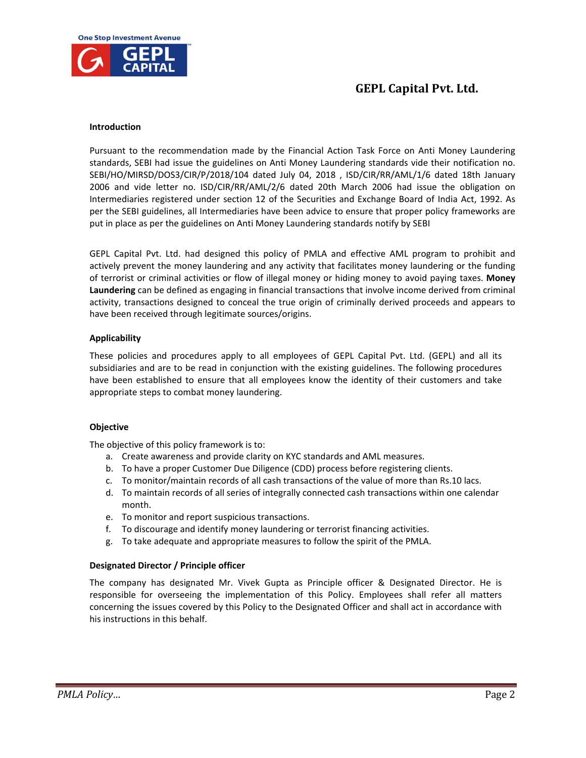# GEPL Capital Pvt. Ltd.

**Introduction**

Pursuant to the recommendation made by the Financial Action Task Force on Anti Money Laundering standards, SEBI had issue the guidelines on Anti Money Laundering standards vide their notification no. SEBI/HO/MIRSD/DOS3/CIR/P/2018/104 dated July 04, 2018 , ISD/CIR/RR/AML/1/6 dated 18th January 2006 and vide letter no. ISD/CIR/RR/AML/2/6 dated 20th March 2006 had issue the obligation on Intermediaries registered under section 12 of the Securities and Exchange Board of India Act, 1992. As per the SEBI guidelines, all Intermediaries have been advice to ensure that proper policy frameworks are put in place as per the guidelines on Anti Money Laundering standards notify by SEBI

GEPL Capital Pvt. Ltd. had designed this policy of PMLA and effective AML program to prohibit and actively prevent the money laundering and any activity that facilitates money laundering or the funding of terrorist or criminal activities or flow of illegal money or hiding money to avoid paying taxes. **Money Laundering** can be defined as engaging in financial transactions that involve income derived from criminal activity, transactions designed to conceal the true origin of criminally derived proceeds and appears to have been received through legitimate sources/origins.

**Applicability**

These policies and procedures apply to all employees of GEPL Capital Pvt. Ltd. (GEPL) and all its subsidiaries and are to be read in conjunction with the existing guidelines. The following procedures have been established to ensure that all employees know the identity of their customers and take appropriate steps to combat money laundering.

**Objective**

The objective of this policy framework is to:

a. Create awareness and provide clarity on KYC standards and AML measures.
b. To have a proper Customer Due Diligence (CDD) process before registering clients.
c. To monitor/maintain records of all cash transactions of the value of more than Rs.10 lacs.
d. To maintain records of all series of integrally connected cash transactions within one calendar month.
e. To monitor and report suspicious transactions.
f. To discourage and identify money laundering or terrorist financing activities.
g. To take adequate and appropriate measures to follow the spirit of the PMLA.

**Designated Director / Principle officer**

The company has designated Mr. Vivek Gupta as Principle officer & Designated Director. He is responsible for overseeing the implementation of this Policy. Employees shall refer all matters concerning the issues covered by this Policy to the Designated Officer and shall act in accordance with his instructions in this behalf.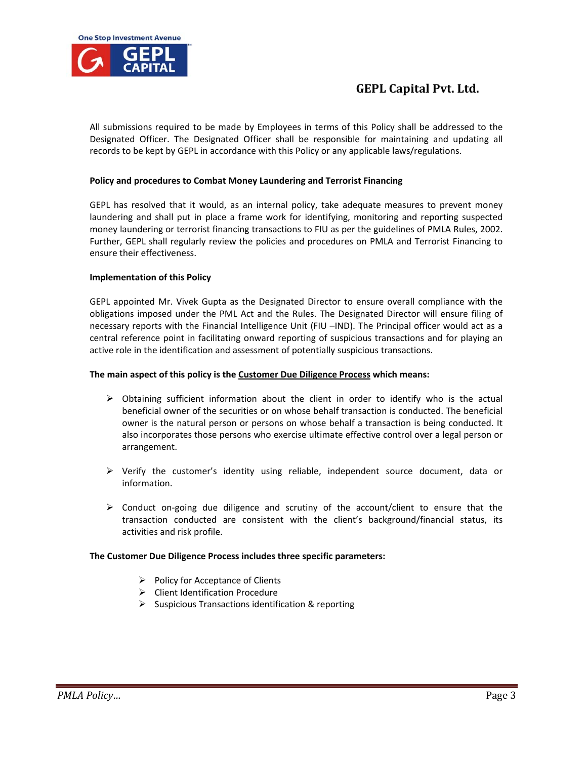All submissions required to be made by Employees in terms of this Policy shall be addressed to the Designated Officer. The Designated Officer shall be responsible for maintaining and updating all records to be kept by GEPL in accordance with this Policy or any applicable laws/regulations.

**Policy and procedures to Combat Money Laundering and Terrorist Financing**

GEPL has resolved that it would, as an internal policy, take adequate measures to prevent money laundering and shall put in place a frame work for identifying, monitoring and reporting suspected money laundering or terrorist financing transactions to FIU as per the guidelines of PMLA Rules, 2002. Further, GEPL shall regularly review the policies and procedures on PMLA and Terrorist Financing to ensure their effectiveness.

**Implementation of this Policy**

GEPL appointed Mr. Vivek Gupta as the Designated Director to ensure overall compliance with the obligations imposed under the PML Act and the Rules. The Designated Director will ensure filing of necessary reports with the Financial Intelligence Unit (FIU –IND). The Principal officer would act as a central reference point in facilitating onward reporting of suspicious transactions and for playing an active role in the identification and assessment of potentially suspicious transactions.

**The main aspect of this policy is the <u>Customer Due Diligence Process</u> which means:**

- Obtaining sufficient information about the client in order to identify who is the actual beneficial owner of the securities or on whose behalf transaction is conducted. The beneficial owner is the natural person or persons on whose behalf a transaction is being conducted. It also incorporates those persons who exercise ultimate effective control over a legal person or arrangement.

- Verify the customer's identity using reliable, independent source document, data or information.

- Conduct on-going due diligence and scrutiny of the account/client to ensure that the transaction conducted are consistent with the client's background/financial status, its activities and risk profile.

**The Customer Due Diligence Process includes three specific parameters:**

- Policy for Acceptance of Clients
- Client Identification Procedure
- Suspicious Transactions identification & reporting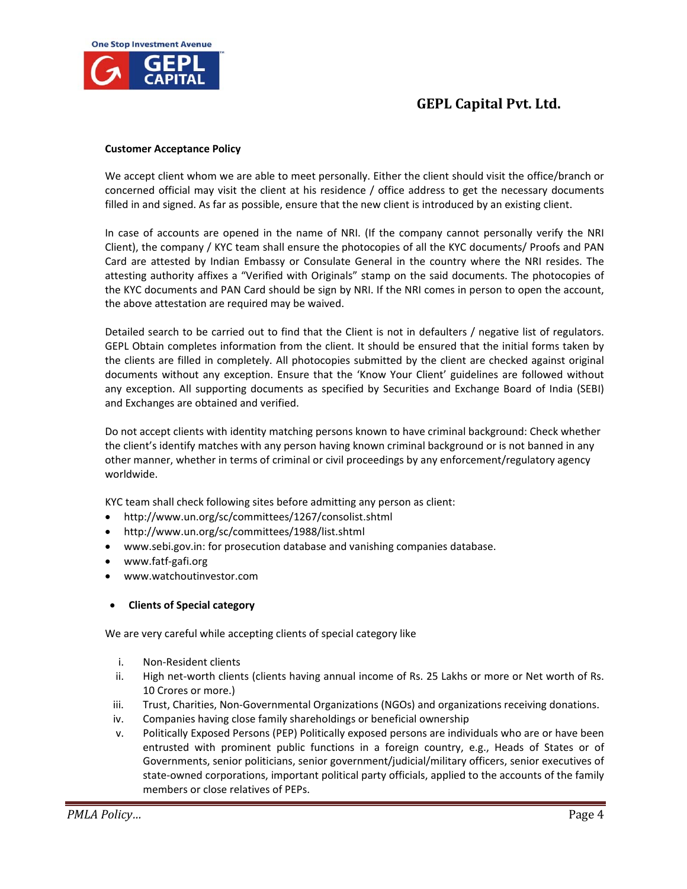**Customer Acceptance Policy**

We accept client whom we are able to meet personally. Either the client should visit the office/branch or concerned official may visit the client at his residence / office address to get the necessary documents filled in and signed. As far as possible, ensure that the new client is introduced by an existing client.

In case of accounts are opened in the name of NRI. (If the company cannot personally verify the NRI Client), the company / KYC team shall ensure the photocopies of all the KYC documents/ Proofs and PAN Card are attested by Indian Embassy or Consulate General in the country where the NRI resides. The attesting authority affixes a "Verified with Originals" stamp on the said documents. The photocopies of the KYC documents and PAN Card should be sign by NRI. If the NRI comes in person to open the account, the above attestation are required may be waived.

Detailed search to be carried out to find that the Client is not in defaulters / negative list of regulators. GEPL Obtain completes information from the client. It should be ensured that the initial forms taken by the clients are filled in completely. All photocopies submitted by the client are checked against original documents without any exception. Ensure that the 'Know Your Client' guidelines are followed without any exception. All supporting documents as specified by Securities and Exchange Board of India (SEBI) and Exchanges are obtained and verified.

Do not accept clients with identity matching persons known to have criminal background: Check whether the client's identify matches with any person having known criminal background or is not banned in any other manner, whether in terms of criminal or civil proceedings by any enforcement/regulatory agency worldwide.

KYC team shall check following sites before admitting any person as client:

- http://www.un.org/sc/committees/1267/consolist.shtml
- http://www.un.org/sc/committees/1988/list.shtml
- www.sebi.gov.in: for prosecution database and vanishing companies database.
- www.fatf-gafi.org
- www.watchoutinvestor.com

- **Clients of Special category**

We are very careful while accepting clients of special category like

i. Non-Resident clients
ii. High net-worth clients (clients having annual income of Rs. 25 Lakhs or more or Net worth of Rs. 10 Crores or more.)
iii. Trust, Charities, Non-Governmental Organizations (NGOs) and organizations receiving donations.
iv. Companies having close family shareholdings or beneficial ownership
v. Politically Exposed Persons (PEP) Politically exposed persons are individuals who are or have been entrusted with prominent public functions in a foreign country, e.g., Heads of States or of Governments, senior politicians, senior government/judicial/military officers, senior executives of state-owned corporations, important political party officials, applied to the accounts of the family members or close relatives of PEPs.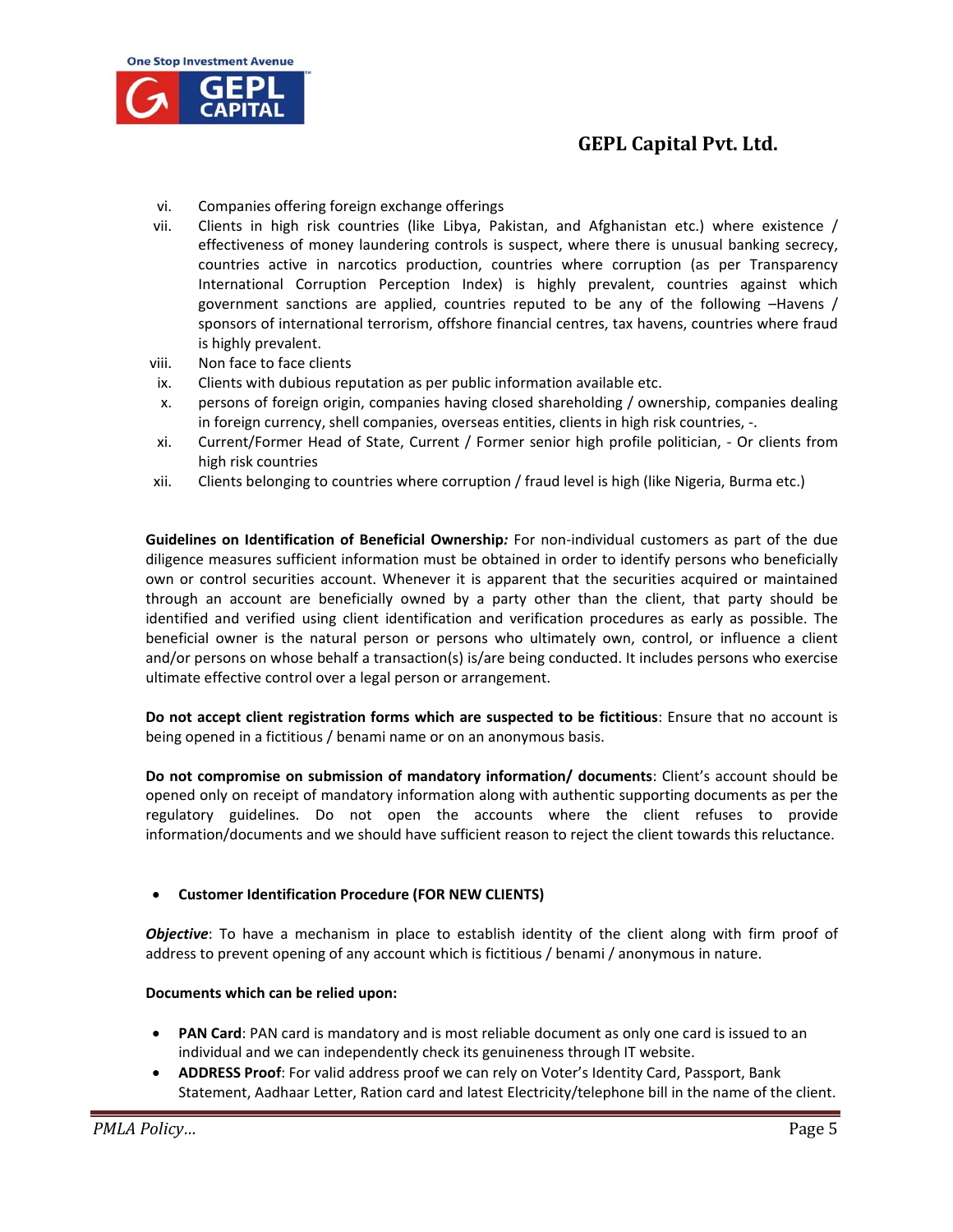vi. Companies offering foreign exchange offerings

vii. Clients in high risk countries (like Libya, Pakistan, and Afghanistan etc.) where existence / effectiveness of money laundering controls is suspect, where there is unusual banking secrecy, countries active in narcotics production, countries where corruption (as per Transparency International Corruption Perception Index) is highly prevalent, countries against which government sanctions are applied, countries reputed to be any of the following –Havens / sponsors of international terrorism, offshore financial centres, tax havens, countries where fraud is highly prevalent.

viii. Non face to face clients

ix. Clients with dubious reputation as per public information available etc.

x. persons of foreign origin, companies having closed shareholding / ownership, companies dealing in foreign currency, shell companies, overseas entities, clients in high risk countries, -.

xi. Current/Former Head of State, Current / Former senior high profile politician, - Or clients from high risk countries

xii. Clients belonging to countries where corruption / fraud level is high (like Nigeria, Burma etc.)

**Guidelines on Identification of Beneficial Ownership*:*** For non-individual customers as part of the due diligence measures sufficient information must be obtained in order to identify persons who beneficially own or control securities account. Whenever it is apparent that the securities acquired or maintained through an account are beneficially owned by a party other than the client, that party should be identified and verified using client identification and verification procedures as early as possible. The beneficial owner is the natural person or persons who ultimately own, control, or influence a client and/or persons on whose behalf a transaction(s) is/are being conducted. It includes persons who exercise ultimate effective control over a legal person or arrangement.

**Do not accept client registration forms which are suspected to be fictitious**: Ensure that no account is being opened in a fictitious / benami name or on an anonymous basis.

**Do not compromise on submission of mandatory information/ documents**: Client's account should be opened only on receipt of mandatory information along with authentic supporting documents as per the regulatory guidelines. Do not open the accounts where the client refuses to provide information/documents and we should have sufficient reason to reject the client towards this reluctance.

- **Customer Identification Procedure (FOR NEW CLIENTS)**

***Objective***: To have a mechanism in place to establish identity of the client along with firm proof of address to prevent opening of any account which is fictitious / benami / anonymous in nature.

**Documents which can be relied upon:**

- **PAN Card**: PAN card is mandatory and is most reliable document as only one card is issued to an individual and we can independently check its genuineness through IT website.
- **ADDRESS Proof**: For valid address proof we can rely on Voter's Identity Card, Passport, Bank Statement, Aadhaar Letter, Ration card and latest Electricity/telephone bill in the name of the client.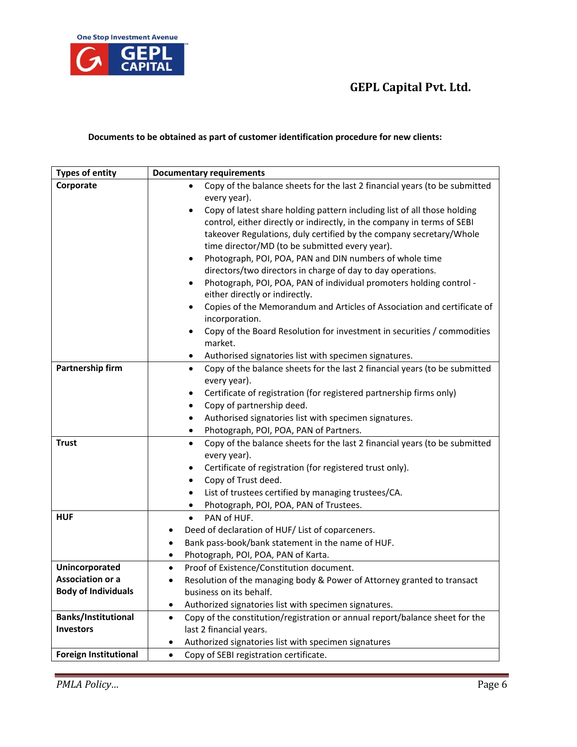**Documents to be obtained as part of customer identification procedure for new clients:**

| Types of entity | Documentary requirements |
|---|---|
| **Corporate** | • Copy of the balance sheets for the last 2 financial years (to be submitted every year).<br>• Copy of latest share holding pattern including list of all those holding control, either directly or indirectly, in the company in terms of SEBI takeover Regulations, duly certified by the company secretary/Whole time director/MD (to be submitted every year).<br>• Photograph, POI, POA, PAN and DIN numbers of whole time directors/two directors in charge of day to day operations.<br>• Photograph, POI, POA, PAN of individual promoters holding control - either directly or indirectly.<br>• Copies of the Memorandum and Articles of Association and certificate of incorporation.<br>• Copy of the Board Resolution for investment in securities / commodities market.<br>• Authorised signatories list with specimen signatures. |
| **Partnership firm** | • Copy of the balance sheets for the last 2 financial years (to be submitted every year).<br>• Certificate of registration (for registered partnership firms only)<br>• Copy of partnership deed.<br>• Authorised signatories list with specimen signatures.<br>• Photograph, POI, POA, PAN of Partners. |
| **Trust** | • Copy of the balance sheets for the last 2 financial years (to be submitted every year).<br>• Certificate of registration (for registered trust only).<br>• Copy of Trust deed.<br>• List of trustees certified by managing trustees/CA.<br>• Photograph, POI, POA, PAN of Trustees. |
| **HUF** | • PAN of HUF.<br>• Deed of declaration of HUF/ List of coparceners.<br>• Bank pass-book/bank statement in the name of HUF.<br>• Photograph, POI, POA, PAN of Karta. |
| **Unincorporated Association or a Body of Individuals** | • Proof of Existence/Constitution document.<br>• Resolution of the managing body & Power of Attorney granted to transact business on its behalf.<br>• Authorized signatories list with specimen signatures. |
| **Banks/Institutional Investors** | • Copy of the constitution/registration or annual report/balance sheet for the last 2 financial years.<br>• Authorized signatories list with specimen signatures |
| **Foreign Institutional** | • Copy of SEBI registration certificate. |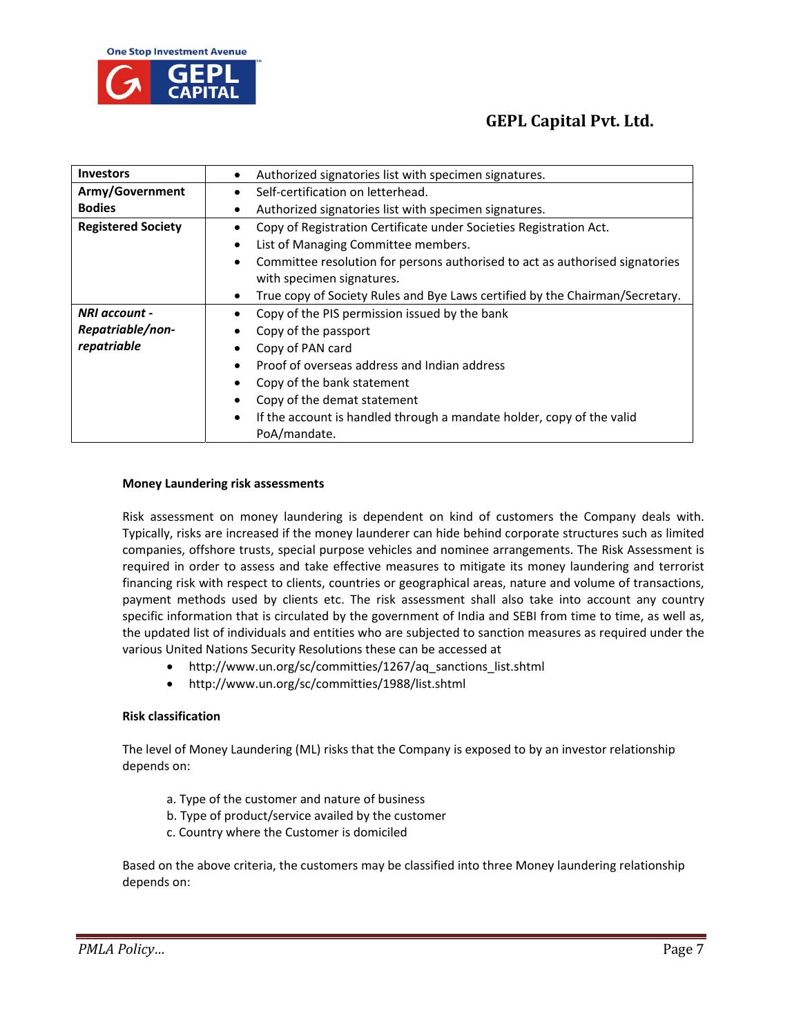| | |
|---|---|
| **Investors** | • Authorized signatories list with specimen signatures. |
| **Army/Government Bodies** | • Self-certification on letterhead.<br>• Authorized signatories list with specimen signatures. |
| **Registered Society** | • Copy of Registration Certificate under Societies Registration Act.<br>• List of Managing Committee members.<br>• Committee resolution for persons authorised to act as authorised signatories with specimen signatures.<br>• True copy of Society Rules and Bye Laws certified by the Chairman/Secretary. |
| ***NRI account - Repatriable/non-repatriable*** | • Copy of the PIS permission issued by the bank<br>• Copy of the passport<br>• Copy of PAN card<br>• Proof of overseas address and Indian address<br>• Copy of the bank statement<br>• Copy of the demat statement<br>• If the account is handled through a mandate holder, copy of the valid PoA/mandate. |

**Money Laundering risk assessments**

Risk assessment on money laundering is dependent on kind of customers the Company deals with. Typically, risks are increased if the money launderer can hide behind corporate structures such as limited companies, offshore trusts, special purpose vehicles and nominee arrangements. The Risk Assessment is required in order to assess and take effective measures to mitigate its money laundering and terrorist financing risk with respect to clients, countries or geographical areas, nature and volume of transactions, payment methods used by clients etc. The risk assessment shall also take into account any country specific information that is circulated by the government of India and SEBI from time to time, as well as, the updated list of individuals and entities who are subjected to sanction measures as required under the various United Nations Security Resolutions these can be accessed at

- http://www.un.org/sc/committies/1267/aq_sanctions_list.shtml
- http://www.un.org/sc/committies/1988/list.shtml

**Risk classification**

The level of Money Laundering (ML) risks that the Company is exposed to by an investor relationship depends on:

a. Type of the customer and nature of business
b. Type of product/service availed by the customer
c. Country where the Customer is domiciled

Based on the above criteria, the customers may be classified into three Money laundering relationship depends on: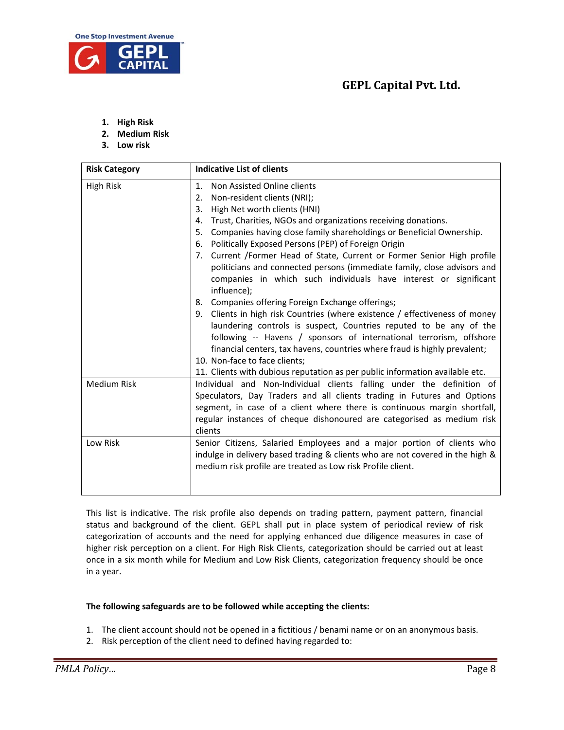1. **High Risk**
2. **Medium Risk**
3. **Low risk**

| **Risk Category** | **Indicative List of clients** |
|---|---|
| High Risk | 1. Non Assisted Online clients<br>2. Non-resident clients (NRI);<br>3. High Net worth clients (HNI)<br>4. Trust, Charities, NGOs and organizations receiving donations.<br>5. Companies having close family shareholdings or Beneficial Ownership.<br>6. Politically Exposed Persons (PEP) of Foreign Origin<br>7. Current /Former Head of State, Current or Former Senior High profile politicians and connected persons (immediate family, close advisors and companies in which such individuals have interest or significant influence);<br>8. Companies offering Foreign Exchange offerings;<br>9. Clients in high risk Countries (where existence / effectiveness of money laundering controls is suspect, Countries reputed to be any of the following -- Havens / sponsors of international terrorism, offshore financial centers, tax havens, countries where fraud is highly prevalent;<br>10. Non-face to face clients;<br>11. Clients with dubious reputation as per public information available etc. |
| Medium Risk | Individual and Non-Individual clients falling under the definition of Speculators, Day Traders and all clients trading in Futures and Options segment, in case of a client where there is continuous margin shortfall, regular instances of cheque dishonoured are categorised as medium risk clients |
| Low Risk | Senior Citizens, Salaried Employees and a major portion of clients who indulge in delivery based trading & clients who are not covered in the high & medium risk profile are treated as Low risk Profile client. |

This list is indicative. The risk profile also depends on trading pattern, payment pattern, financial status and background of the client. GEPL shall put in place system of periodical review of risk categorization of accounts and the need for applying enhanced due diligence measures in case of higher risk perception on a client. For High Risk Clients, categorization should be carried out at least once in a six month while for Medium and Low Risk Clients, categorization frequency should be once in a year.

**The following safeguards are to be followed while accepting the clients:**

1. The client account should not be opened in a fictitious / benami name or on an anonymous basis.
2. Risk perception of the client need to defined having regarded to: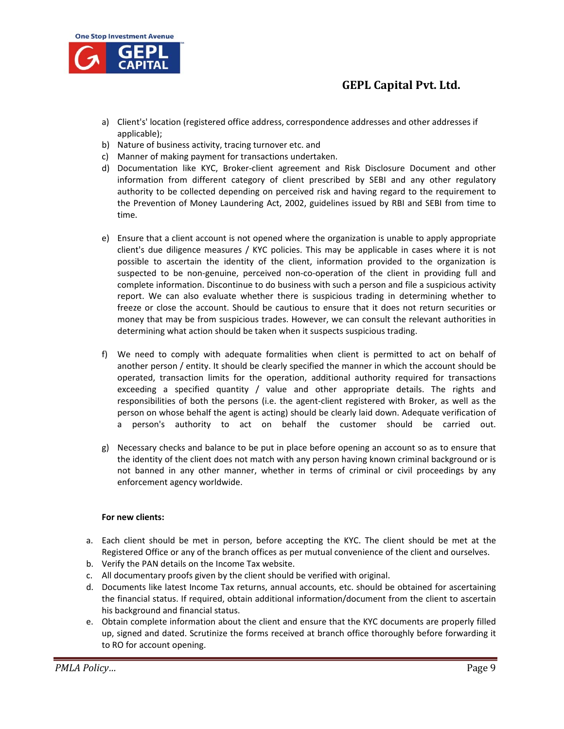a) Client's' location (registered office address, correspondence addresses and other addresses if applicable);
b) Nature of business activity, tracing turnover etc. and
c) Manner of making payment for transactions undertaken.
d) Documentation like KYC, Broker-client agreement and Risk Disclosure Document and other information from different category of client prescribed by SEBI and any other regulatory authority to be collected depending on perceived risk and having regard to the requirement to the Prevention of Money Laundering Act, 2002, guidelines issued by RBI and SEBI from time to time.

e) Ensure that a client account is not opened where the organization is unable to apply appropriate client's due diligence measures / KYC policies. This may be applicable in cases where it is not possible to ascertain the identity of the client, information provided to the organization is suspected to be non-genuine, perceived non-co-operation of the client in providing full and complete information. Discontinue to do business with such a person and file a suspicious activity report. We can also evaluate whether there is suspicious trading in determining whether to freeze or close the account. Should be cautious to ensure that it does not return securities or money that may be from suspicious trades. However, we can consult the relevant authorities in determining what action should be taken when it suspects suspicious trading.

f) We need to comply with adequate formalities when client is permitted to act on behalf of another person / entity. It should be clearly specified the manner in which the account should be operated, transaction limits for the operation, additional authority required for transactions exceeding a specified quantity / value and other appropriate details. The rights and responsibilities of both the persons (i.e. the agent-client registered with Broker, as well as the person on whose behalf the agent is acting) should be clearly laid down. Adequate verification of a person's authority to act on behalf the customer should be carried out.

g) Necessary checks and balance to be put in place before opening an account so as to ensure that the identity of the client does not match with any person having known criminal background or is not banned in any other manner, whether in terms of criminal or civil proceedings by any enforcement agency worldwide.

**For new clients:**

a. Each client should be met in person, before accepting the KYC. The client should be met at the Registered Office or any of the branch offices as per mutual convenience of the client and ourselves.
b. Verify the PAN details on the Income Tax website.
c. All documentary proofs given by the client should be verified with original.
d. Documents like latest Income Tax returns, annual accounts, etc. should be obtained for ascertaining the financial status. If required, obtain additional information/document from the client to ascertain his background and financial status.
e. Obtain complete information about the client and ensure that the KYC documents are properly filled up, signed and dated. Scrutinize the forms received at branch office thoroughly before forwarding it to RO for account opening.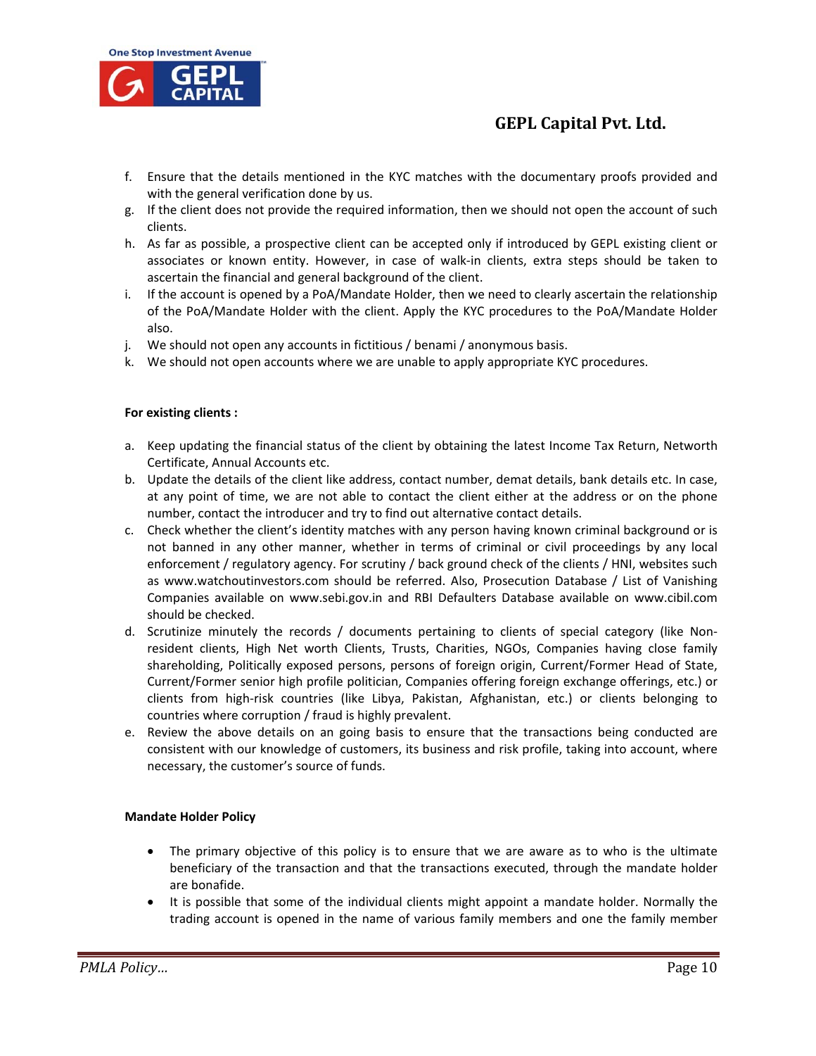f. Ensure that the details mentioned in the KYC matches with the documentary proofs provided and with the general verification done by us.
g. If the client does not provide the required information, then we should not open the account of such clients.
h. As far as possible, a prospective client can be accepted only if introduced by GEPL existing client or associates or known entity. However, in case of walk-in clients, extra steps should be taken to ascertain the financial and general background of the client.
i. If the account is opened by a PoA/Mandate Holder, then we need to clearly ascertain the relationship of the PoA/Mandate Holder with the client. Apply the KYC procedures to the PoA/Mandate Holder also.
j. We should not open any accounts in fictitious / benami / anonymous basis.
k. We should not open accounts where we are unable to apply appropriate KYC procedures.

**For existing clients :**

a. Keep updating the financial status of the client by obtaining the latest Income Tax Return, Networth Certificate, Annual Accounts etc.
b. Update the details of the client like address, contact number, demat details, bank details etc. In case, at any point of time, we are not able to contact the client either at the address or on the phone number, contact the introducer and try to find out alternative contact details.
c. Check whether the client's identity matches with any person having known criminal background or is not banned in any other manner, whether in terms of criminal or civil proceedings by any local enforcement / regulatory agency. For scrutiny / back ground check of the clients / HNI, websites such as www.watchoutinvestors.com should be referred. Also, Prosecution Database / List of Vanishing Companies available on www.sebi.gov.in and RBI Defaulters Database available on www.cibil.com should be checked.
d. Scrutinize minutely the records / documents pertaining to clients of special category (like Non-resident clients, High Net worth Clients, Trusts, Charities, NGOs, Companies having close family shareholding, Politically exposed persons, persons of foreign origin, Current/Former Head of State, Current/Former senior high profile politician, Companies offering foreign exchange offerings, etc.) or clients from high-risk countries (like Libya, Pakistan, Afghanistan, etc.) or clients belonging to countries where corruption / fraud is highly prevalent.
e. Review the above details on an going basis to ensure that the transactions being conducted are consistent with our knowledge of customers, its business and risk profile, taking into account, where necessary, the customer's source of funds.

**Mandate Holder Policy**

- The primary objective of this policy is to ensure that we are aware as to who is the ultimate beneficiary of the transaction and that the transactions executed, through the mandate holder are bonafide.
- It is possible that some of the individual clients might appoint a mandate holder. Normally the trading account is opened in the name of various family members and one the family member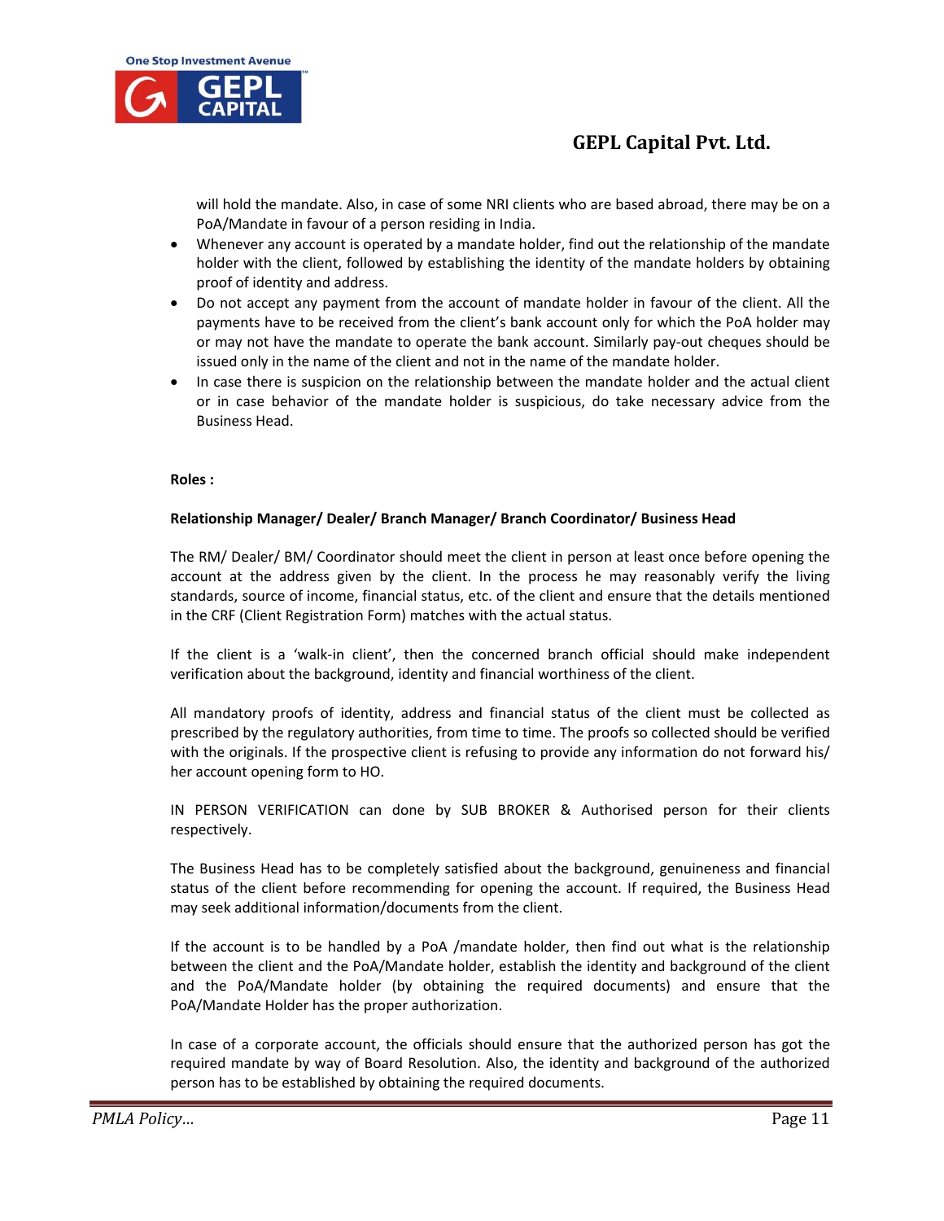will hold the mandate. Also, in case of some NRI clients who are based abroad, there may be on a PoA/Mandate in favour of a person residing in India.

- Whenever any account is operated by a mandate holder, find out the relationship of the mandate holder with the client, followed by establishing the identity of the mandate holders by obtaining proof of identity and address.
- Do not accept any payment from the account of mandate holder in favour of the client. All the payments have to be received from the client's bank account only for which the PoA holder may or may not have the mandate to operate the bank account. Similarly pay-out cheques should be issued only in the name of the client and not in the name of the mandate holder.
- In case there is suspicion on the relationship between the mandate holder and the actual client or in case behavior of the mandate holder is suspicious, do take necessary advice from the Business Head.

**Roles :**

**Relationship Manager/ Dealer/ Branch Manager/ Branch Coordinator/ Business Head**

The RM/ Dealer/ BM/ Coordinator should meet the client in person at least once before opening the account at the address given by the client. In the process he may reasonably verify the living standards, source of income, financial status, etc. of the client and ensure that the details mentioned in the CRF (Client Registration Form) matches with the actual status.

If the client is a 'walk-in client', then the concerned branch official should make independent verification about the background, identity and financial worthiness of the client.

All mandatory proofs of identity, address and financial status of the client must be collected as prescribed by the regulatory authorities, from time to time. The proofs so collected should be verified with the originals. If the prospective client is refusing to provide any information do not forward his/ her account opening form to HO.

IN PERSON VERIFICATION can done by SUB BROKER & Authorised person for their clients respectively.

The Business Head has to be completely satisfied about the background, genuineness and financial status of the client before recommending for opening the account. If required, the Business Head may seek additional information/documents from the client.

If the account is to be handled by a PoA /mandate holder, then find out what is the relationship between the client and the PoA/Mandate holder, establish the identity and background of the client and the PoA/Mandate holder (by obtaining the required documents) and ensure that the PoA/Mandate Holder has the proper authorization.

In case of a corporate account, the officials should ensure that the authorized person has got the required mandate by way of Board Resolution. Also, the identity and background of the authorized person has to be established by obtaining the required documents.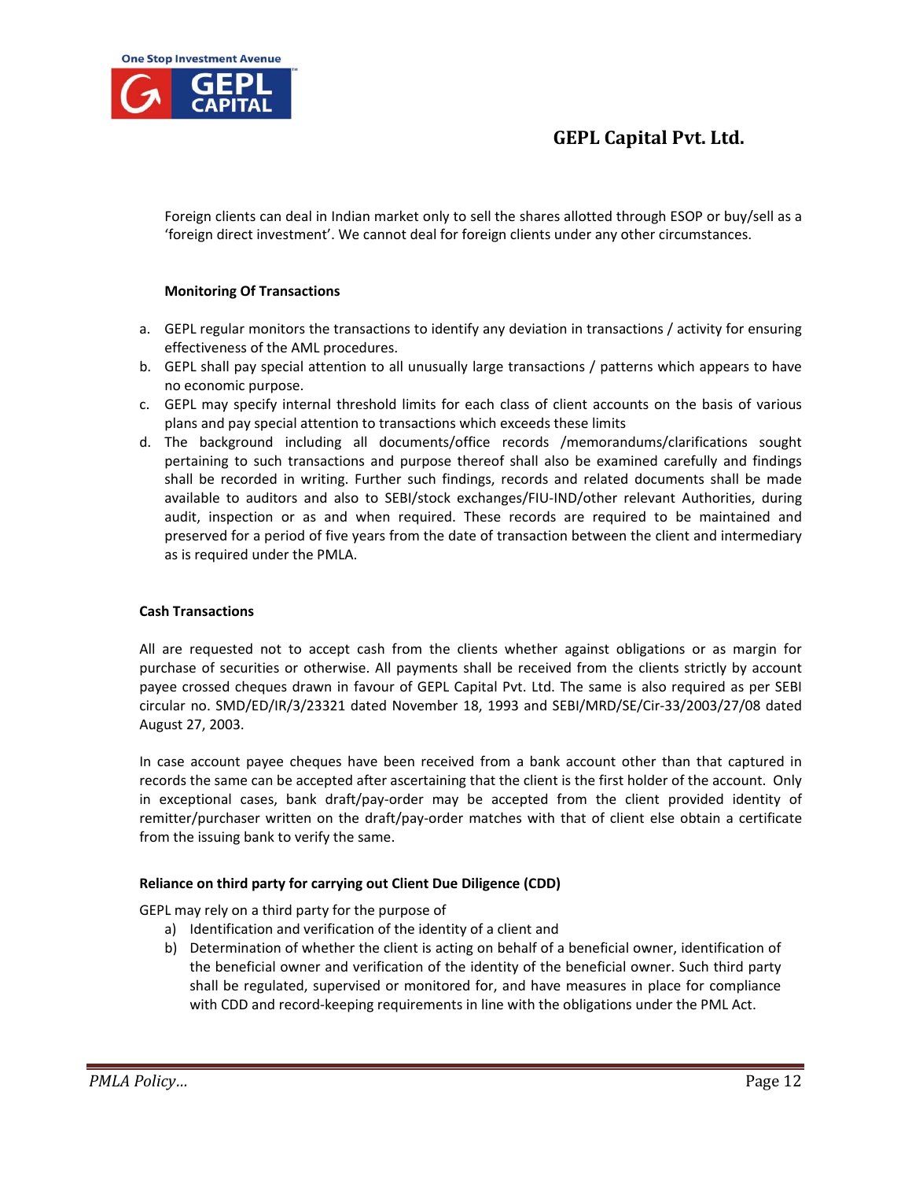Foreign clients can deal in Indian market only to sell the shares allotted through ESOP or buy/sell as a 'foreign direct investment'. We cannot deal for foreign clients under any other circumstances.

**Monitoring Of Transactions**

a. GEPL regular monitors the transactions to identify any deviation in transactions / activity for ensuring effectiveness of the AML procedures.
b. GEPL shall pay special attention to all unusually large transactions / patterns which appears to have no economic purpose.
c. GEPL may specify internal threshold limits for each class of client accounts on the basis of various plans and pay special attention to transactions which exceeds these limits
d. The background including all documents/office records /memorandums/clarifications sought pertaining to such transactions and purpose thereof shall also be examined carefully and findings shall be recorded in writing. Further such findings, records and related documents shall be made available to auditors and also to SEBI/stock exchanges/FIU-IND/other relevant Authorities, during audit, inspection or as and when required. These records are required to be maintained and preserved for a period of five years from the date of transaction between the client and intermediary as is required under the PMLA.

**Cash Transactions**

All are requested not to accept cash from the clients whether against obligations or as margin for purchase of securities or otherwise. All payments shall be received from the clients strictly by account payee crossed cheques drawn in favour of GEPL Capital Pvt. Ltd. The same is also required as per SEBI circular no. SMD/ED/IR/3/23321 dated November 18, 1993 and SEBI/MRD/SE/Cir-33/2003/27/08 dated August 27, 2003.

In case account payee cheques have been received from a bank account other than that captured in records the same can be accepted after ascertaining that the client is the first holder of the account. Only in exceptional cases, bank draft/pay-order may be accepted from the client provided identity of remitter/purchaser written on the draft/pay-order matches with that of client else obtain a certificate from the issuing bank to verify the same.

**Reliance on third party for carrying out Client Due Diligence (CDD)**

GEPL may rely on a third party for the purpose of

a) Identification and verification of the identity of a client and
b) Determination of whether the client is acting on behalf of a beneficial owner, identification of the beneficial owner and verification of the identity of the beneficial owner. Such third party shall be regulated, supervised or monitored for, and have measures in place for compliance with CDD and record-keeping requirements in line with the obligations under the PML Act.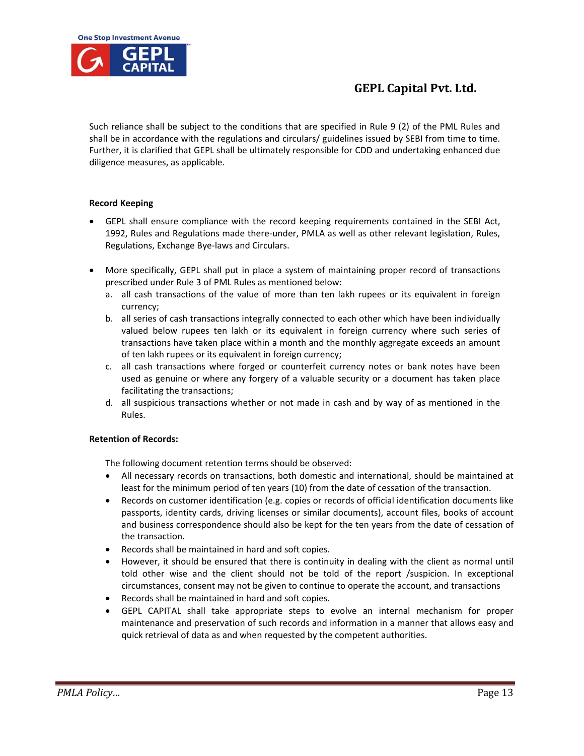Such reliance shall be subject to the conditions that are specified in Rule 9 (2) of the PML Rules and shall be in accordance with the regulations and circulars/ guidelines issued by SEBI from time to time. Further, it is clarified that GEPL shall be ultimately responsible for CDD and undertaking enhanced due diligence measures, as applicable.

**Record Keeping**

- GEPL shall ensure compliance with the record keeping requirements contained in the SEBI Act, 1992, Rules and Regulations made there-under, PMLA as well as other relevant legislation, Rules, Regulations, Exchange Bye-laws and Circulars.

- More specifically, GEPL shall put in place a system of maintaining proper record of transactions prescribed under Rule 3 of PML Rules as mentioned below:
  a. all cash transactions of the value of more than ten lakh rupees or its equivalent in foreign currency;
  b. all series of cash transactions integrally connected to each other which have been individually valued below rupees ten lakh or its equivalent in foreign currency where such series of transactions have taken place within a month and the monthly aggregate exceeds an amount of ten lakh rupees or its equivalent in foreign currency;
  c. all cash transactions where forged or counterfeit currency notes or bank notes have been used as genuine or where any forgery of a valuable security or a document has taken place facilitating the transactions;
  d. all suspicious transactions whether or not made in cash and by way of as mentioned in the Rules.

**Retention of Records:**

The following document retention terms should be observed:

- All necessary records on transactions, both domestic and international, should be maintained at least for the minimum period of ten years (10) from the date of cessation of the transaction.
- Records on customer identification (e.g. copies or records of official identification documents like passports, identity cards, driving licenses or similar documents), account files, books of account and business correspondence should also be kept for the ten years from the date of cessation of the transaction.
- Records shall be maintained in hard and soft copies.
- However, it should be ensured that there is continuity in dealing with the client as normal until told other wise and the client should not be told of the report /suspicion. In exceptional circumstances, consent may not be given to continue to operate the account, and transactions
- Records shall be maintained in hard and soft copies.
- GEPL CAPITAL shall take appropriate steps to evolve an internal mechanism for proper maintenance and preservation of such records and information in a manner that allows easy and quick retrieval of data as and when requested by the competent authorities.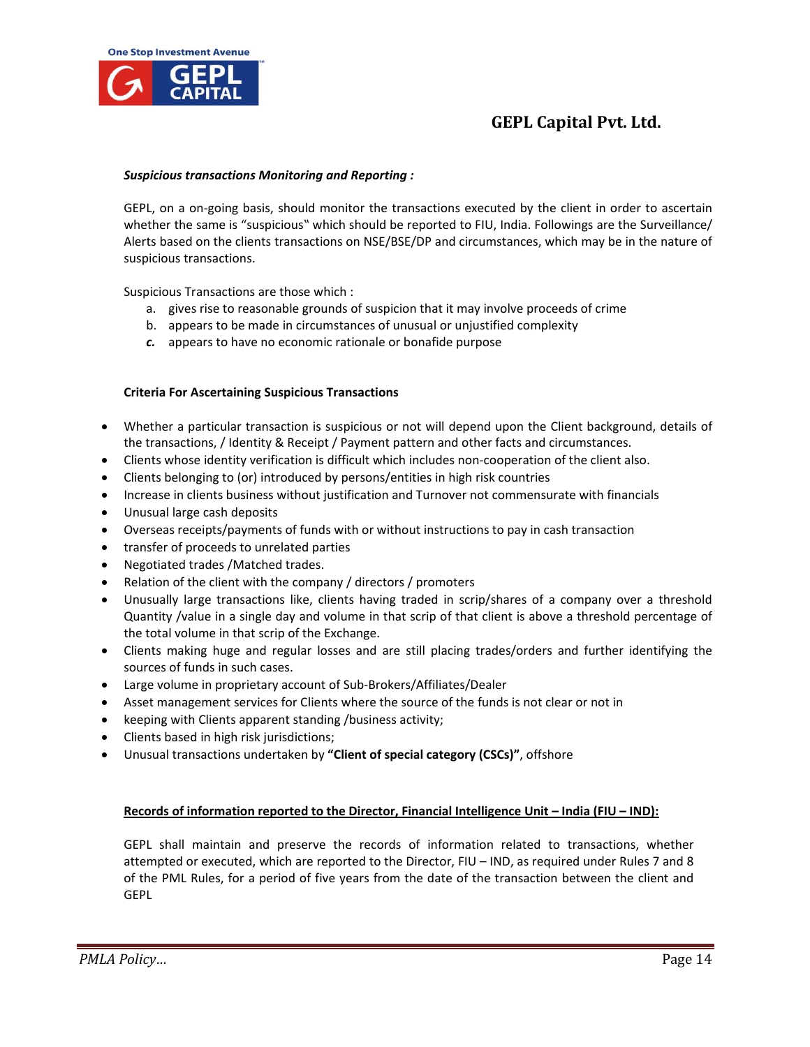***Suspicious transactions Monitoring and Reporting :***

GEPL, on a on-going basis, should monitor the transactions executed by the client in order to ascertain whether the same is "suspicious‟ which should be reported to FIU, India. Followings are the Surveillance/ Alerts based on the clients transactions on NSE/BSE/DP and circumstances, which may be in the nature of suspicious transactions.

Suspicious Transactions are those which :

a. gives rise to reasonable grounds of suspicion that it may involve proceeds of crime
b. appears to be made in circumstances of unusual or unjustified complexity
c. appears to have no economic rationale or bonafide purpose

**Criteria For Ascertaining Suspicious Transactions**

- Whether a particular transaction is suspicious or not will depend upon the Client background, details of the transactions, / Identity & Receipt / Payment pattern and other facts and circumstances.
- Clients whose identity verification is difficult which includes non-cooperation of the client also.
- Clients belonging to (or) introduced by persons/entities in high risk countries
- Increase in clients business without justification and Turnover not commensurate with financials
- Unusual large cash deposits
- Overseas receipts/payments of funds with or without instructions to pay in cash transaction
- transfer of proceeds to unrelated parties
- Negotiated trades /Matched trades.
- Relation of the client with the company / directors / promoters
- Unusually large transactions like, clients having traded in scrip/shares of a company over a threshold Quantity /value in a single day and volume in that scrip of that client is above a threshold percentage of the total volume in that scrip of the Exchange.
- Clients making huge and regular losses and are still placing trades/orders and further identifying the sources of funds in such cases.
- Large volume in proprietary account of Sub-Brokers/Affiliates/Dealer
- Asset management services for Clients where the source of the funds is not clear or not in
- keeping with Clients apparent standing /business activity;
- Clients based in high risk jurisdictions;
- Unusual transactions undertaken by **"Client of special category (CSCs)"**, offshore

**<u>Records of information reported to the Director, Financial Intelligence Unit – India (FIU – IND):</u>**

GEPL shall maintain and preserve the records of information related to transactions, whether attempted or executed, which are reported to the Director, FIU – IND, as required under Rules 7 and 8 of the PML Rules, for a period of five years from the date of the transaction between the client and GEPL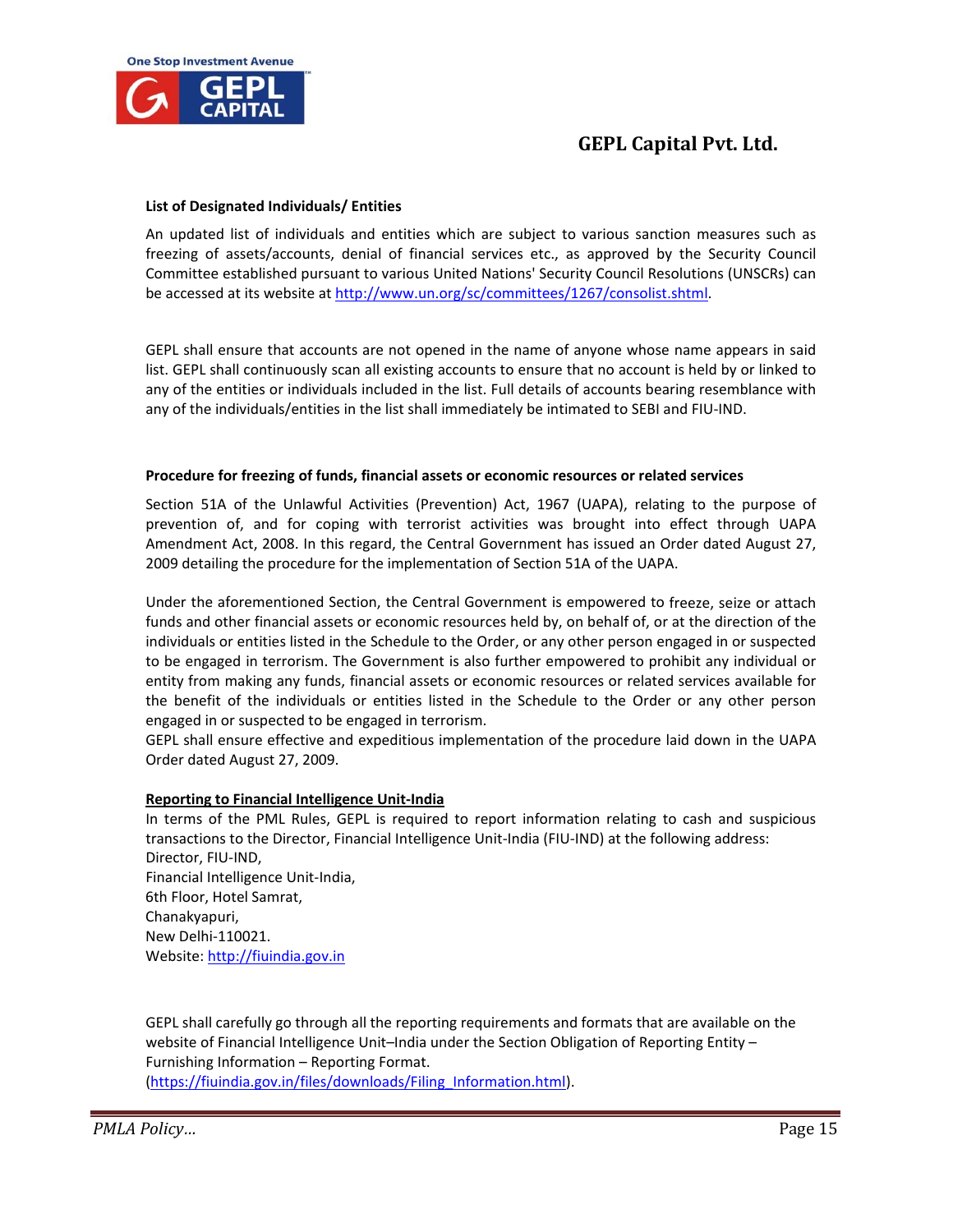**List of Designated Individuals/ Entities**

An updated list of individuals and entities which are subject to various sanction measures such as freezing of assets/accounts, denial of financial services etc., as approved by the Security Council Committee established pursuant to various United Nations' Security Council Resolutions (UNSCRs) can be accessed at its website at http://www.un.org/sc/committees/1267/consolist.shtml.

GEPL shall ensure that accounts are not opened in the name of anyone whose name appears in said list. GEPL shall continuously scan all existing accounts to ensure that no account is held by or linked to any of the entities or individuals included in the list. Full details of accounts bearing resemblance with any of the individuals/entities in the list shall immediately be intimated to SEBI and FIU-IND.

**Procedure for freezing of funds, financial assets or economic resources or related services**

Section 51A of the Unlawful Activities (Prevention) Act, 1967 (UAPA), relating to the purpose of prevention of, and for coping with terrorist activities was brought into effect through UAPA Amendment Act, 2008. In this regard, the Central Government has issued an Order dated August 27, 2009 detailing the procedure for the implementation of Section 51A of the UAPA.

Under the aforementioned Section, the Central Government is empowered to freeze, seize or attach funds and other financial assets or economic resources held by, on behalf of, or at the direction of the individuals or entities listed in the Schedule to the Order, or any other person engaged in or suspected to be engaged in terrorism. The Government is also further empowered to prohibit any individual or entity from making any funds, financial assets or economic resources or related services available for the benefit of the individuals or entities listed in the Schedule to the Order or any other person engaged in or suspected to be engaged in terrorism.
GEPL shall ensure effective and expeditious implementation of the procedure laid down in the UAPA Order dated August 27, 2009.

**Reporting to Financial Intelligence Unit-India**

In terms of the PML Rules, GEPL is required to report information relating to cash and suspicious transactions to the Director, Financial Intelligence Unit-India (FIU-IND) at the following address:
Director, FIU-IND,
Financial Intelligence Unit-India,
6th Floor, Hotel Samrat,
Chanakyapuri,
New Delhi-110021.
Website: http://fiuindia.gov.in

GEPL shall carefully go through all the reporting requirements and formats that are available on the website of Financial Intelligence Unit–India under the Section Obligation of Reporting Entity – Furnishing Information – Reporting Format.
(https://fiuindia.gov.in/files/downloads/Filing_Information.html).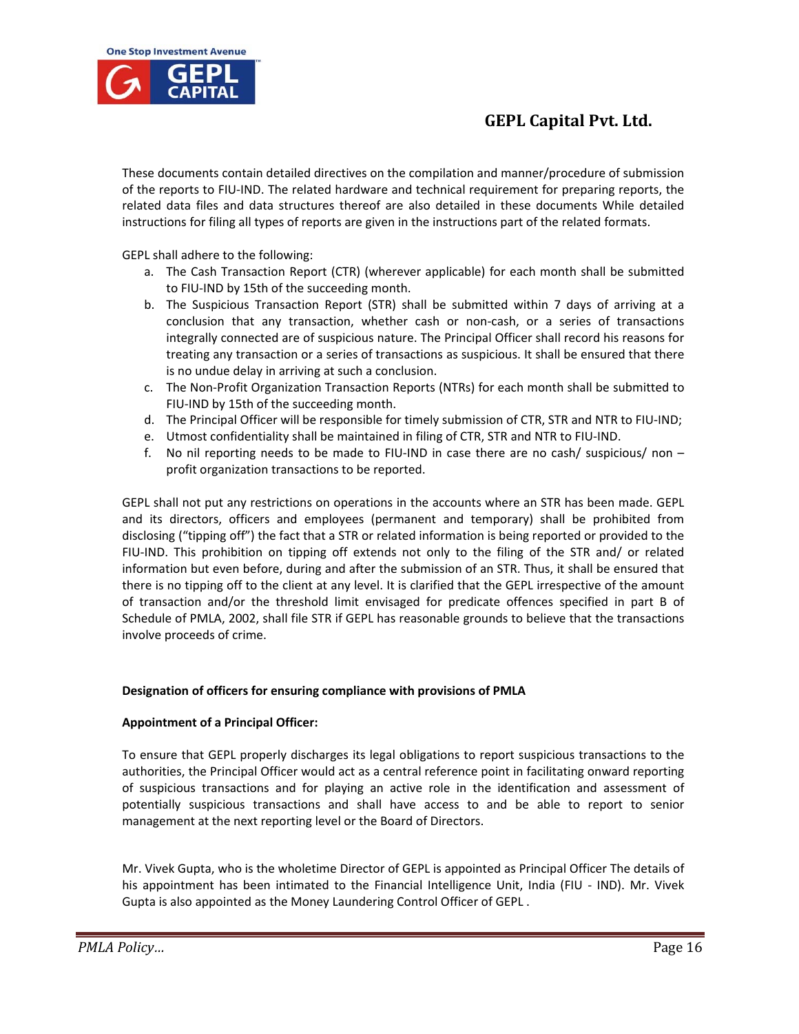These documents contain detailed directives on the compilation and manner/procedure of submission of the reports to FIU-IND. The related hardware and technical requirement for preparing reports, the related data files and data structures thereof are also detailed in these documents While detailed instructions for filing all types of reports are given in the instructions part of the related formats.

GEPL shall adhere to the following:

a. The Cash Transaction Report (CTR) (wherever applicable) for each month shall be submitted to FIU-IND by 15th of the succeeding month.
b. The Suspicious Transaction Report (STR) shall be submitted within 7 days of arriving at a conclusion that any transaction, whether cash or non-cash, or a series of transactions integrally connected are of suspicious nature. The Principal Officer shall record his reasons for treating any transaction or a series of transactions as suspicious. It shall be ensured that there is no undue delay in arriving at such a conclusion.
c. The Non-Profit Organization Transaction Reports (NTRs) for each month shall be submitted to FIU-IND by 15th of the succeeding month.
d. The Principal Officer will be responsible for timely submission of CTR, STR and NTR to FIU-IND;
e. Utmost confidentiality shall be maintained in filing of CTR, STR and NTR to FIU-IND.
f. No nil reporting needs to be made to FIU-IND in case there are no cash/ suspicious/ non – profit organization transactions to be reported.

GEPL shall not put any restrictions on operations in the accounts where an STR has been made. GEPL and its directors, officers and employees (permanent and temporary) shall be prohibited from disclosing ("tipping off") the fact that a STR or related information is being reported or provided to the FIU-IND. This prohibition on tipping off extends not only to the filing of the STR and/ or related information but even before, during and after the submission of an STR. Thus, it shall be ensured that there is no tipping off to the client at any level. It is clarified that the GEPL irrespective of the amount of transaction and/or the threshold limit envisaged for predicate offences specified in part B of Schedule of PMLA, 2002, shall file STR if GEPL has reasonable grounds to believe that the transactions involve proceeds of crime.

**Designation of officers for ensuring compliance with provisions of PMLA**

**Appointment of a Principal Officer:**

To ensure that GEPL properly discharges its legal obligations to report suspicious transactions to the authorities, the Principal Officer would act as a central reference point in facilitating onward reporting of suspicious transactions and for playing an active role in the identification and assessment of potentially suspicious transactions and shall have access to and be able to report to senior management at the next reporting level or the Board of Directors.

Mr. Vivek Gupta, who is the wholetime Director of GEPL is appointed as Principal Officer The details of his appointment has been intimated to the Financial Intelligence Unit, India (FIU - IND). Mr. Vivek Gupta is also appointed as the Money Laundering Control Officer of GEPL .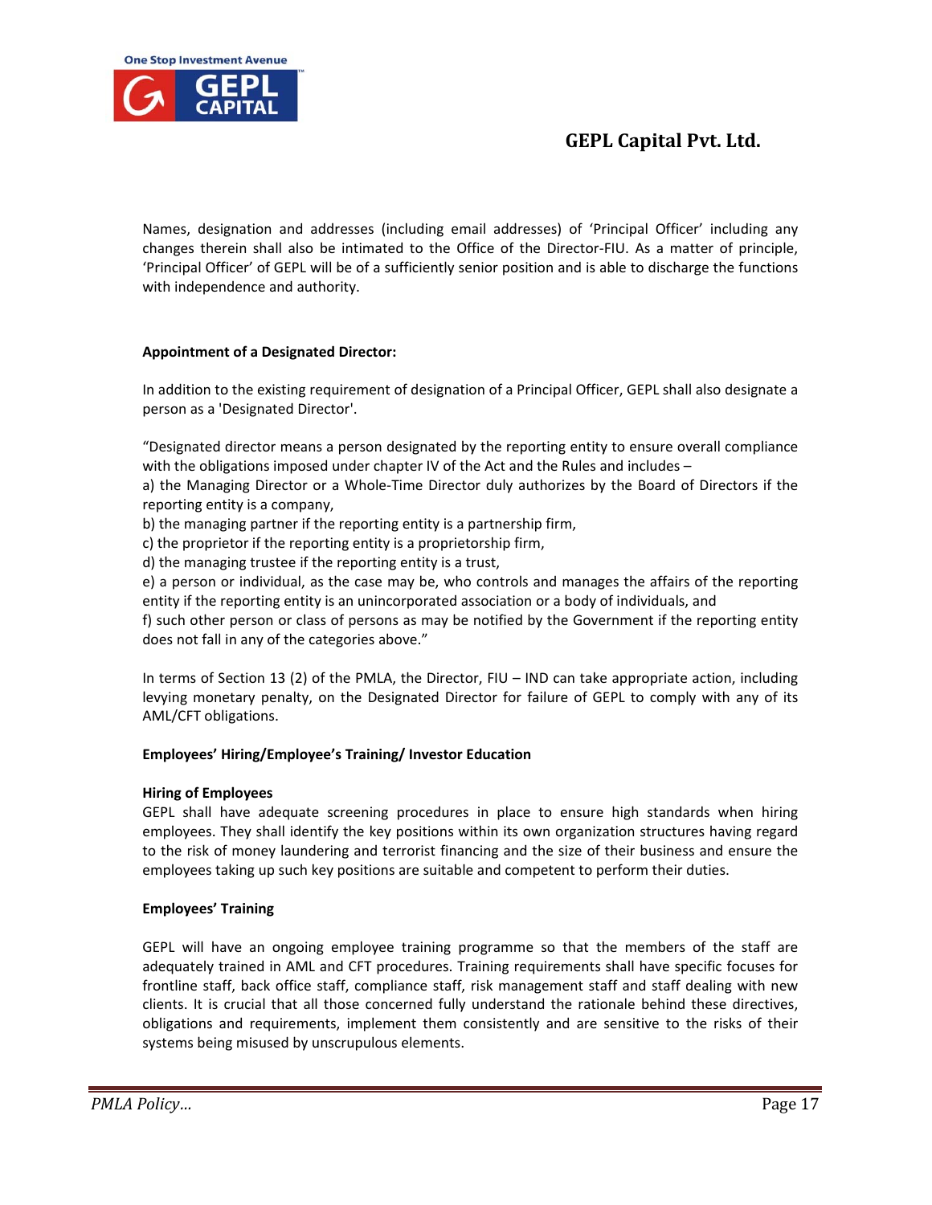Names, designation and addresses (including email addresses) of 'Principal Officer' including any changes therein shall also be intimated to the Office of the Director-FIU. As a matter of principle, 'Principal Officer' of GEPL will be of a sufficiently senior position and is able to discharge the functions with independence and authority.

**Appointment of a Designated Director:**

In addition to the existing requirement of designation of a Principal Officer, GEPL shall also designate a person as a 'Designated Director'.

"Designated director means a person designated by the reporting entity to ensure overall compliance with the obligations imposed under chapter IV of the Act and the Rules and includes –

a) the Managing Director or a Whole-Time Director duly authorizes by the Board of Directors if the reporting entity is a company,

b) the managing partner if the reporting entity is a partnership firm,

c) the proprietor if the reporting entity is a proprietorship firm,

d) the managing trustee if the reporting entity is a trust,

e) a person or individual, as the case may be, who controls and manages the affairs of the reporting entity if the reporting entity is an unincorporated association or a body of individuals, and

f) such other person or class of persons as may be notified by the Government if the reporting entity does not fall in any of the categories above."

In terms of Section 13 (2) of the PMLA, the Director, FIU – IND can take appropriate action, including levying monetary penalty, on the Designated Director for failure of GEPL to comply with any of its AML/CFT obligations.

**Employees' Hiring/Employee's Training/ Investor Education**

**Hiring of Employees**

GEPL shall have adequate screening procedures in place to ensure high standards when hiring employees. They shall identify the key positions within its own organization structures having regard to the risk of money laundering and terrorist financing and the size of their business and ensure the employees taking up such key positions are suitable and competent to perform their duties.

**Employees' Training**

GEPL will have an ongoing employee training programme so that the members of the staff are adequately trained in AML and CFT procedures. Training requirements shall have specific focuses for frontline staff, back office staff, compliance staff, risk management staff and staff dealing with new clients. It is crucial that all those concerned fully understand the rationale behind these directives, obligations and requirements, implement them consistently and are sensitive to the risks of their systems being misused by unscrupulous elements.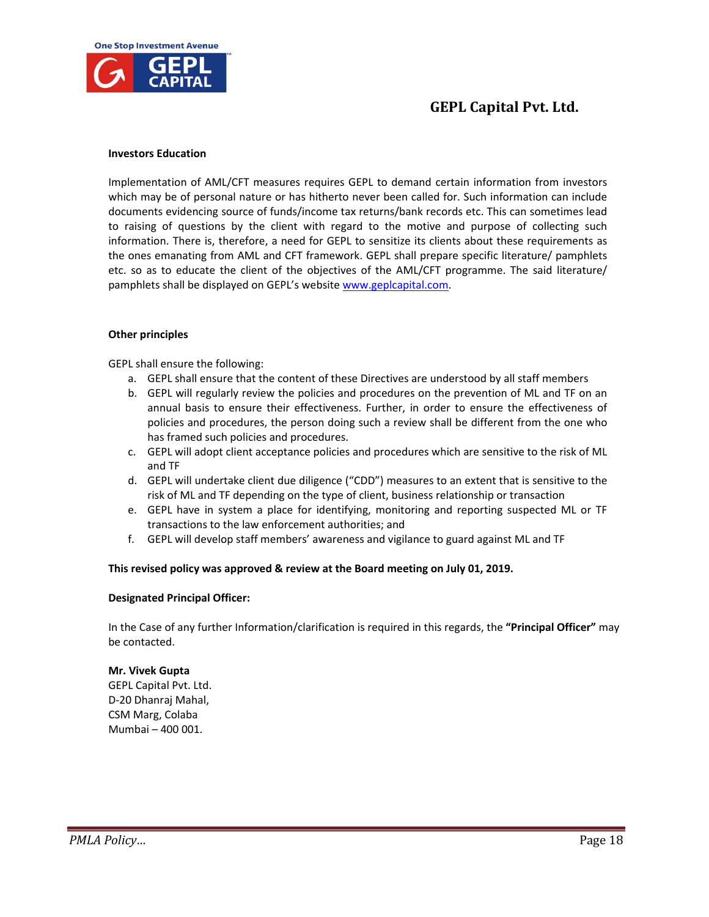**Investors Education**

Implementation of AML/CFT measures requires GEPL to demand certain information from investors which may be of personal nature or has hitherto never been called for. Such information can include documents evidencing source of funds/income tax returns/bank records etc. This can sometimes lead to raising of questions by the client with regard to the motive and purpose of collecting such information. There is, therefore, a need for GEPL to sensitize its clients about these requirements as the ones emanating from AML and CFT framework. GEPL shall prepare specific literature/ pamphlets etc. so as to educate the client of the objectives of the AML/CFT programme. The said literature/ pamphlets shall be displayed on GEPL's website www.geplcapital.com.

**Other principles**

GEPL shall ensure the following:

a. GEPL shall ensure that the content of these Directives are understood by all staff members
b. GEPL will regularly review the policies and procedures on the prevention of ML and TF on an annual basis to ensure their effectiveness. Further, in order to ensure the effectiveness of policies and procedures, the person doing such a review shall be different from the one who has framed such policies and procedures.
c. GEPL will adopt client acceptance policies and procedures which are sensitive to the risk of ML and TF
d. GEPL will undertake client due diligence ("CDD") measures to an extent that is sensitive to the risk of ML and TF depending on the type of client, business relationship or transaction
e. GEPL have in system a place for identifying, monitoring and reporting suspected ML or TF transactions to the law enforcement authorities; and
f. GEPL will develop staff members' awareness and vigilance to guard against ML and TF

**This revised policy was approved & review at the Board meeting on July 01, 2019.**

**Designated Principal Officer:**

In the Case of any further Information/clarification is required in this regards, the **"Principal Officer"** may be contacted.

**Mr. Vivek Gupta**
GEPL Capital Pvt. Ltd.
D-20 Dhanraj Mahal,
CSM Marg, Colaba
Mumbai – 400 001.